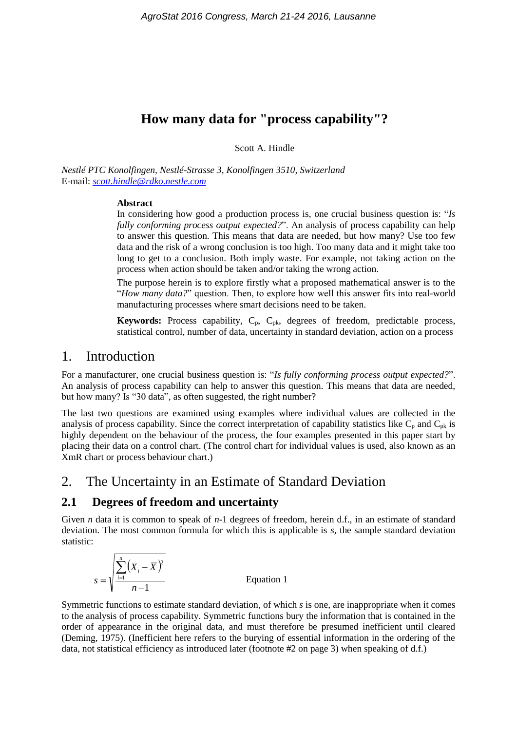# How many data for "process capability"?

Scott A. Hindle

*Nestlé PTC Konolfingen, Nestlé-Strasse 3, Konolfingen 3510, Switzerland*
E-mail: *scott.hindle@rdko.nestle.com*

**Abstract**

In considering how good a production process is, one crucial business question is: "*Is fully conforming process output expected?*". An analysis of process capability can help to answer this question. This means that data are needed, but how many? Use too few data and the risk of a wrong conclusion is too high. Too many data and it might take too long to get to a conclusion. Both imply waste. For example, not taking action on the process when action should be taken and/or taking the wrong action.

The purpose herein is to explore firstly what a proposed mathematical answer is to the "*How many data?*" question. Then, to explore how well this answer fits into real-world manufacturing processes where smart decisions need to be taken.

**Keywords:** Process capability, $C_p$, $C_{pk}$, degrees of freedom, predictable process, statistical control, number of data, uncertainty in standard deviation, action on a process

## 1. Introduction

For a manufacturer, one crucial business question is: "*Is fully conforming process output expected?*". An analysis of process capability can help to answer this question. This means that data are needed, but how many? Is "30 data", as often suggested, the right number?

The last two questions are examined using examples where individual values are collected in the analysis of process capability. Since the correct interpretation of capability statistics like $C_p$ and $C_{pk}$ is highly dependent on the behaviour of the process, the four examples presented in this paper start by placing their data on a control chart. (The control chart for individual values is used, also known as an XmR chart or process behaviour chart.)

## 2. The Uncertainty in an Estimate of Standard Deviation

### 2.1 Degrees of freedom and uncertainty

Given $n$ data it is common to speak of $n$-1 degrees of freedom, herein d.f., in an estimate of standard deviation. The most common formula for which this is applicable is $s$, the sample standard deviation statistic:

$$s = \sqrt{\frac{\sum_{i=1}^{n}\left(X_i - \bar{X}\right)^2}{n-1}} \qquad \text{Equation 1}$$

Symmetric functions to estimate standard deviation, of which $s$ is one, are inappropriate when it comes to the analysis of process capability. Symmetric functions bury the information that is contained in the order of appearance in the original data, and must therefore be presumed inefficient until cleared (Deming, 1975). (Inefficient here refers to the burying of essential information in the ordering of the data, not statistical efficiency as introduced later (footnote #2 on page 3) when speaking of d.f.)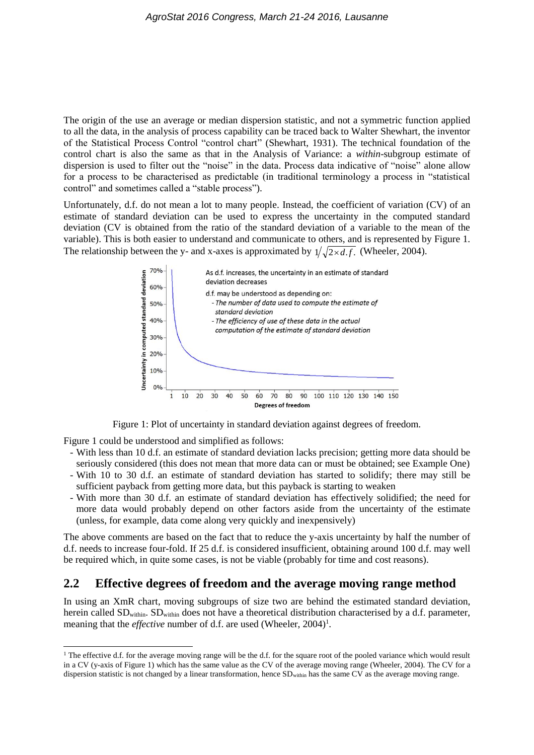The origin of the use an average or median dispersion statistic, and not a symmetric function applied to all the data, in the analysis of process capability can be traced back to Walter Shewhart, the inventor of the Statistical Process Control "control chart" (Shewhart, 1931). The technical foundation of the control chart is also the same as that in the Analysis of Variance: a *within*-subgroup estimate of dispersion is used to filter out the "noise" in the data. Process data indicative of "noise" alone allow for a process to be characterised as predictable (in traditional terminology a process in "statistical control" and sometimes called a "stable process").

Unfortunately, d.f. do not mean a lot to many people. Instead, the coefficient of variation (CV) of an estimate of standard deviation can be used to express the uncertainty in the computed standard deviation (CV is obtained from the ratio of the standard deviation of a variable to the mean of the variable). This is both easier to understand and communicate to others, and is represented by Figure 1. The relationship between the y- and x-axes is approximated by $1/\sqrt{2 \times d.f.}$ (Wheeler, 2004).

Figure 1: Plot of uncertainty in standard deviation against degrees of freedom.

Figure 1 could be understood and simplified as follows:

- With less than 10 d.f. an estimate of standard deviation lacks precision; getting more data should be seriously considered (this does not mean that more data can or must be obtained; see Example One)
- With 10 to 30 d.f. an estimate of standard deviation has started to solidify; there may still be sufficient payback from getting more data, but this payback is starting to weaken
- With more than 30 d.f. an estimate of standard deviation has effectively solidified; the need for more data would probably depend on other factors aside from the uncertainty of the estimate (unless, for example, data come along very quickly and inexpensively)

The above comments are based on the fact that to reduce the y-axis uncertainty by half the number of d.f. needs to increase four-fold. If 25 d.f. is considered insufficient, obtaining around 100 d.f. may well be required which, in quite some cases, is not be viable (probably for time and cost reasons).

## 2.2 Effective degrees of freedom and the average moving range method

In using an XmR chart, moving subgroups of size two are behind the estimated standard deviation, herein called $SD_{within}$. $SD_{within}$ does not have a theoretical distribution characterised by a d.f. parameter, meaning that the *effective* number of d.f. are used (Wheeler, 2004)[1].

[1] The effective d.f. for the average moving range will be the d.f. for the square root of the pooled variance which would result in a CV (y-axis of Figure 1) which has the same value as the CV of the average moving range (Wheeler, 2004). The CV for a dispersion statistic is not changed by a linear transformation, hence $SD_{within}$ has the same CV as the average moving range.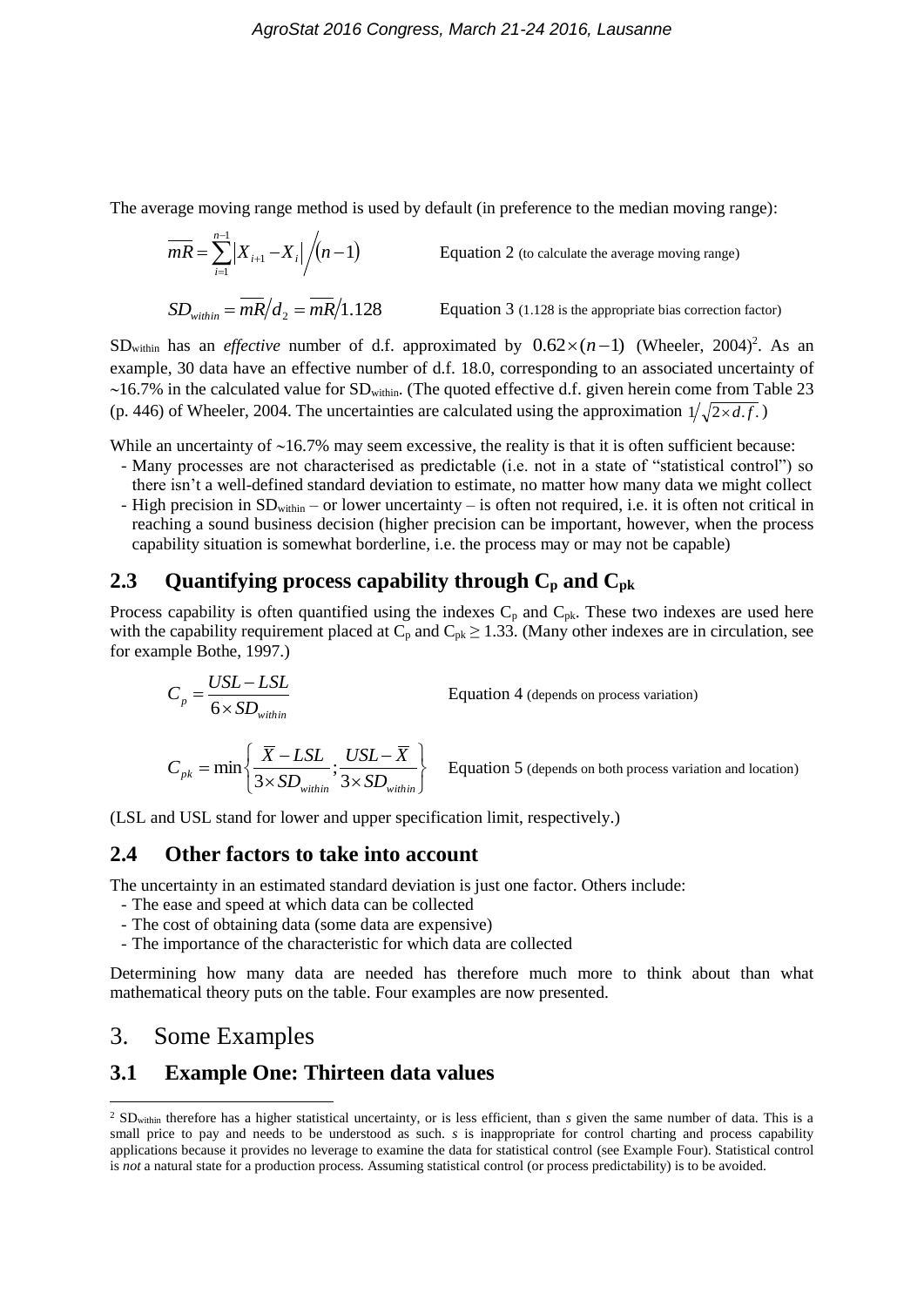The average moving range method is used by default (in preference to the median moving range):

$$\overline{mR} = \sum_{i=1}^{n-1} \left| X_{i+1} - X_i \right| \Big/ (n-1) \qquad \text{Equation 2 (to calculate the average moving range)}$$

$$SD_{within} = \overline{mR}/d_2 = \overline{mR}/1.128 \qquad \text{Equation 3 (1.128 is the appropriate bias correction factor)}$$

$SD_{within}$ has an *effective* number of d.f. approximated by $0.62 \times (n-1)$ (Wheeler, 2004)[2]. As an example, 30 data have an effective number of d.f. 18.0, corresponding to an associated uncertainty of ~16.7% in the calculated value for $SD_{within}$. (The quoted effective d.f. given herein come from Table 23 (p. 446) of Wheeler, 2004. The uncertainties are calculated using the approximation $1/\sqrt{2 \times d.f.}$)

While an uncertainty of ~16.7% may seem excessive, the reality is that it is often sufficient because:

- Many processes are not characterised as predictable (i.e. not in a state of "statistical control") so there isn't a well-defined standard deviation to estimate, no matter how many data we might collect
- High precision in $SD_{within}$ – or lower uncertainty – is often not required, i.e. it is often not critical in reaching a sound business decision (higher precision can be important, however, when the process capability situation is somewhat borderline, i.e. the process may or may not be capable)

## 2.3 Quantifying process capability through $C_p$ and $C_{pk}$

Process capability is often quantified using the indexes $C_p$ and $C_{pk}$. These two indexes are used here with the capability requirement placed at $C_p$ and $C_{pk} \geq 1.33$. (Many other indexes are in circulation, see for example Bothe, 1997.)

$$C_p = \frac{USL - LSL}{6 \times SD_{within}} \qquad \text{Equation 4 (depends on process variation)}$$

$$C_{pk} = \min\left\{ \frac{\overline{X} - LSL}{3 \times SD_{within}}; \frac{USL - \overline{X}}{3 \times SD_{within}} \right\} \qquad \text{Equation 5 (depends on both process variation and location)}$$

(LSL and USL stand for lower and upper specification limit, respectively.)

## 2.4 Other factors to take into account

The uncertainty in an estimated standard deviation is just one factor. Others include:

- The ease and speed at which data can be collected
- The cost of obtaining data (some data are expensive)
- The importance of the characteristic for which data are collected

Determining how many data are needed has therefore much more to think about than what mathematical theory puts on the table. Four examples are now presented.

# 3. Some Examples

## 3.1 Example One: Thirteen data values

[2] $SD_{within}$ therefore has a higher statistical uncertainty, or is less efficient, than *s* given the same number of data. This is a small price to pay and needs to be understood as such. *s* is inappropriate for control charting and process capability applications because it provides no leverage to examine the data for statistical control (see Example Four). Statistical control is *not* a natural state for a production process. Assuming statistical control (or process predictability) is to be avoided.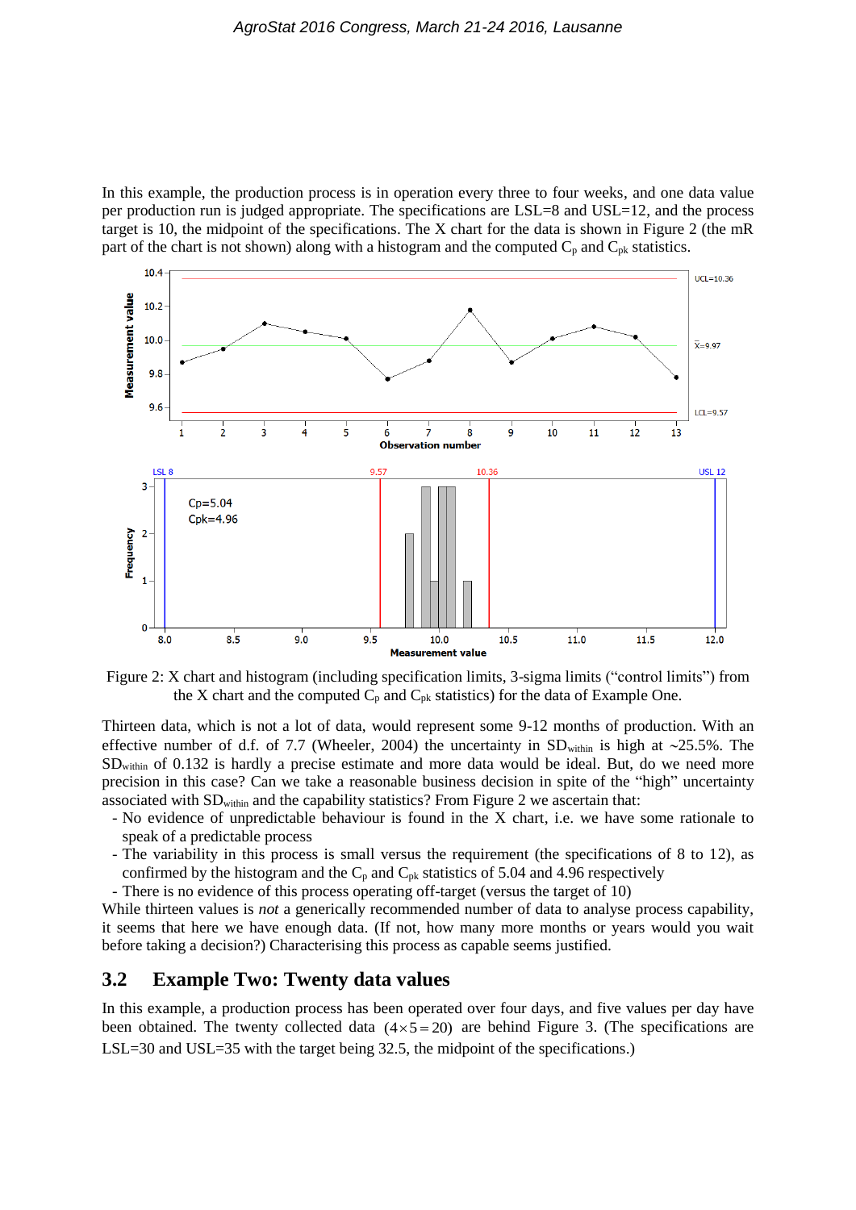In this example, the production process is in operation every three to four weeks, and one data value per production run is judged appropriate. The specifications are LSL=8 and USL=12, and the process target is 10, the midpoint of the specifications. The X chart for the data is shown in Figure 2 (the mR part of the chart is not shown) along with a histogram and the computed $C_p$ and $C_{pk}$ statistics.

Figure 2: X chart and histogram (including specification limits, 3-sigma limits ("control limits") from the X chart and the computed $C_p$ and $C_{pk}$ statistics) for the data of Example One.

Thirteen data, which is not a lot of data, would represent some 9-12 months of production. With an effective number of d.f. of 7.7 (Wheeler, 2004) the uncertainty in $SD_{within}$ is high at ~25.5%. The $SD_{within}$ of 0.132 is hardly a precise estimate and more data would be ideal. But, do we need more precision in this case? Can we take a reasonable business decision in spite of the "high" uncertainty associated with $SD_{within}$ and the capability statistics? From Figure 2 we ascertain that:

- No evidence of unpredictable behaviour is found in the X chart, i.e. we have some rationale to speak of a predictable process
- The variability in this process is small versus the requirement (the specifications of 8 to 12), as confirmed by the histogram and the $C_p$ and $C_{pk}$ statistics of 5.04 and 4.96 respectively
- There is no evidence of this process operating off-target (versus the target of 10)

While thirteen values is *not* a generically recommended number of data to analyse process capability, it seems that here we have enough data. (If not, how many more months or years would you wait before taking a decision?) Characterising this process as capable seems justified.

## 3.2 Example Two: Twenty data values

In this example, a production process has been operated over four days, and five values per day have been obtained. The twenty collected data $(4 \times 5 = 20)$ are behind Figure 3. (The specifications are LSL=30 and USL=35 with the target being 32.5, the midpoint of the specifications.)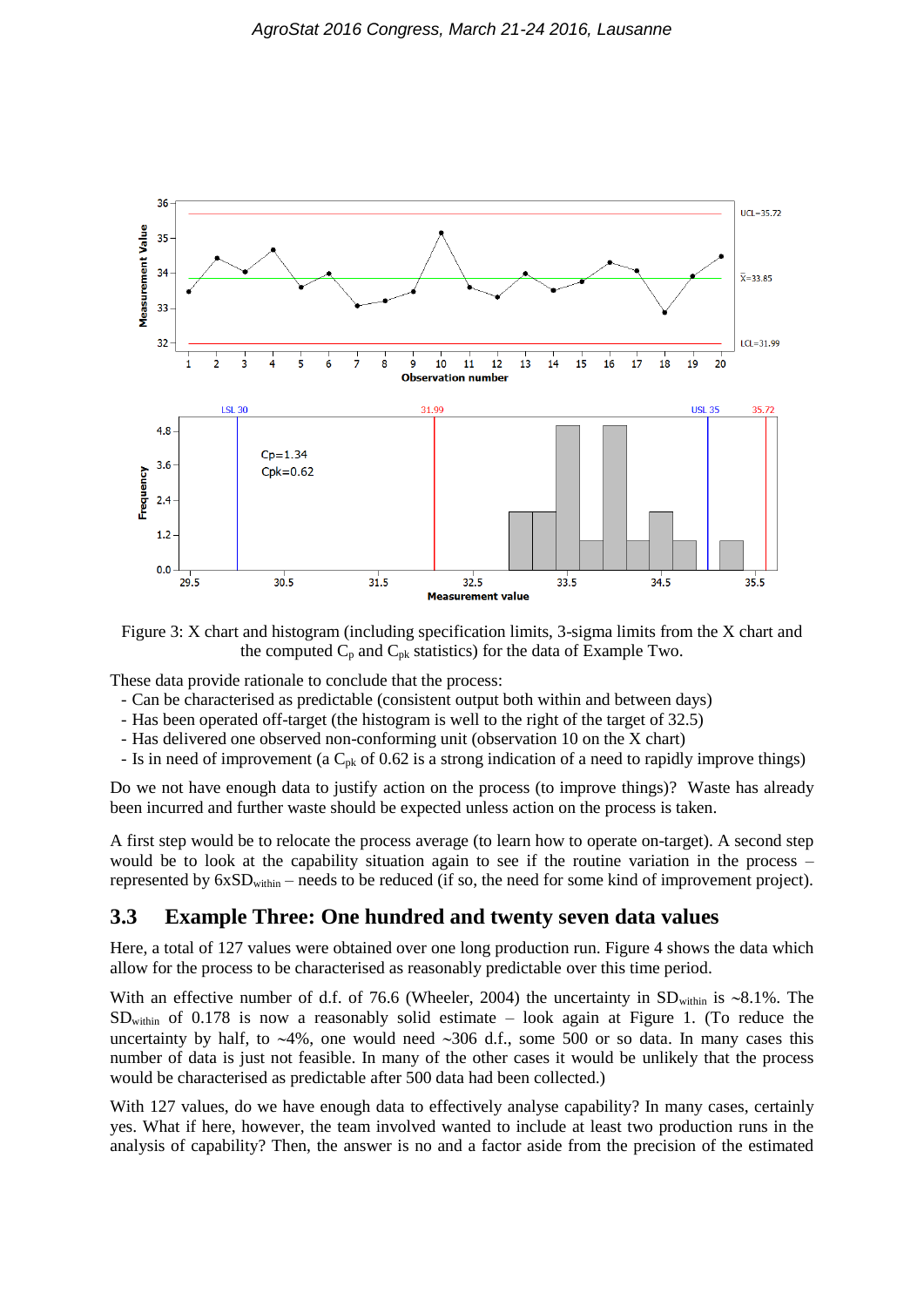Figure 3: X chart and histogram (including specification limits, 3-sigma limits from the X chart and the computed $C_p$ and $C_{pk}$ statistics) for the data of Example Two.

These data provide rationale to conclude that the process:

- Can be characterised as predictable (consistent output both within and between days)
- Has been operated off-target (the histogram is well to the right of the target of 32.5)
- Has delivered one observed non-conforming unit (observation 10 on the X chart)
- Is in need of improvement (a $C_{pk}$ of 0.62 is a strong indication of a need to rapidly improve things)

Do we not have enough data to justify action on the process (to improve things)? Waste has already been incurred and further waste should be expected unless action on the process is taken.

A first step would be to relocate the process average (to learn how to operate on-target). A second step would be to look at the capability situation again to see if the routine variation in the process – represented by $6xSD_{within}$ – needs to be reduced (if so, the need for some kind of improvement project).

## 3.3 Example Three: One hundred and twenty seven data values

Here, a total of 127 values were obtained over one long production run. Figure 4 shows the data which allow for the process to be characterised as reasonably predictable over this time period.

With an effective number of d.f. of 76.6 (Wheeler, 2004) the uncertainty in $SD_{within}$ is ~8.1%. The $SD_{within}$ of 0.178 is now a reasonably solid estimate – look again at Figure 1. (To reduce the uncertainty by half, to ~4%, one would need ~306 d.f., some 500 or so data. In many cases this number of data is just not feasible. In many of the other cases it would be unlikely that the process would be characterised as predictable after 500 data had been collected.)

With 127 values, do we have enough data to effectively analyse capability? In many cases, certainly yes. What if here, however, the team involved wanted to include at least two production runs in the analysis of capability? Then, the answer is no and a factor aside from the precision of the estimated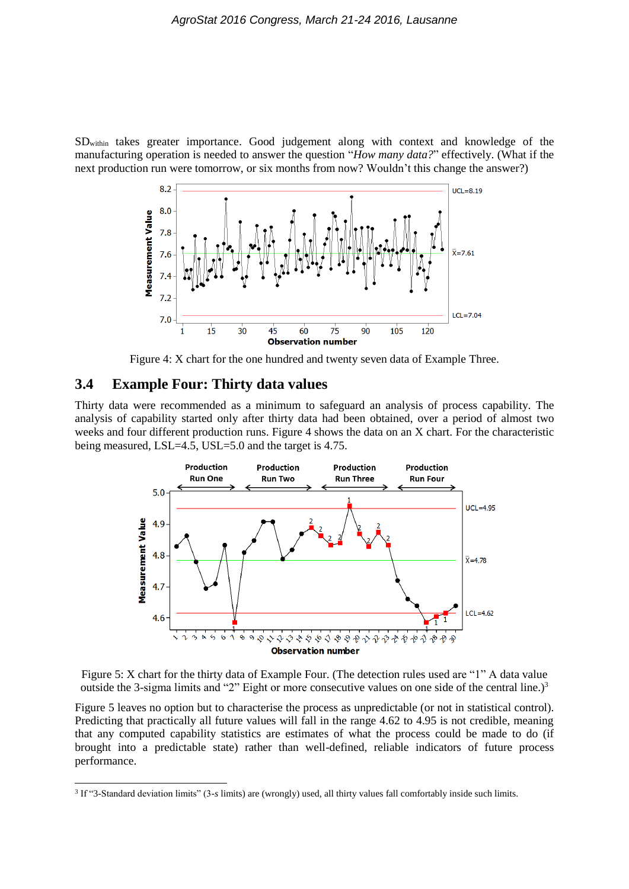$SD_{within}$ takes greater importance. Good judgement along with context and knowledge of the manufacturing operation is needed to answer the question "*How many data?*" effectively. (What if the next production run were tomorrow, or six months from now? Wouldn't this change the answer?)

Figure 4: X chart for the one hundred and twenty seven data of Example Three.

## 3.4 Example Four: Thirty data values

Thirty data were recommended as a minimum to safeguard an analysis of process capability. The analysis of capability started only after thirty data had been obtained, over a period of almost two weeks and four different production runs. Figure 4 shows the data on an X chart. For the characteristic being measured, LSL=4.5, USL=5.0 and the target is 4.75.

Figure 5: X chart for the thirty data of Example Four. (The detection rules used are "1" A data value outside the 3-sigma limits and "2" Eight or more consecutive values on one side of the central line.)[3]

Figure 5 leaves no option but to characterise the process as unpredictable (or not in statistical control). Predicting that practically all future values will fall in the range 4.62 to 4.95 is not credible, meaning that any computed capability statistics are estimates of what the process could be made to do (if brought into a predictable state) rather than well-defined, reliable indicators of future process performance.

[3] If "3-Standard deviation limits" (3-*s* limits) are (wrongly) used, all thirty values fall comfortably inside such limits.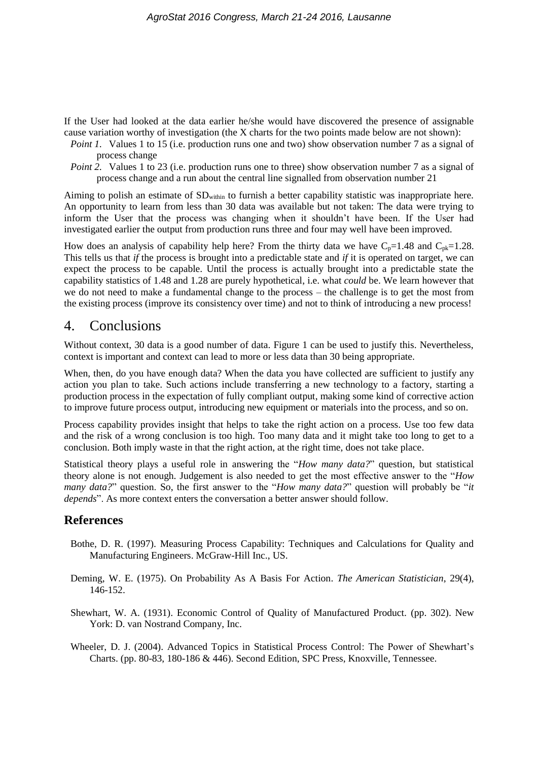If the User had looked at the data earlier he/she would have discovered the presence of assignable cause variation worthy of investigation (the X charts for the two points made below are not shown):

- *Point 1.* Values 1 to 15 (i.e. production runs one and two) show observation number 7 as a signal of process change
- *Point 2.* Values 1 to 23 (i.e. production runs one to three) show observation number 7 as a signal of process change and a run about the central line signalled from observation number 21

Aiming to polish an estimate of $SD_{within}$ to furnish a better capability statistic was inappropriate here. An opportunity to learn from less than 30 data was available but not taken: The data were trying to inform the User that the process was changing when it shouldn't have been. If the User had investigated earlier the output from production runs three and four may well have been improved.

How does an analysis of capability help here? From the thirty data we have $C_p$=1.48 and $C_{pk}$=1.28. This tells us that *if* the process is brought into a predictable state and *if* it is operated on target, we can expect the process to be capable. Until the process is actually brought into a predictable state the capability statistics of 1.48 and 1.28 are purely hypothetical, i.e. what *could* be. We learn however that we do not need to make a fundamental change to the process – the challenge is to get the most from the existing process (improve its consistency over time) and not to think of introducing a new process!

## 4. Conclusions

Without context, 30 data is a good number of data. Figure 1 can be used to justify this. Nevertheless, context is important and context can lead to more or less data than 30 being appropriate.

When, then, do you have enough data? When the data you have collected are sufficient to justify any action you plan to take. Such actions include transferring a new technology to a factory, starting a production process in the expectation of fully compliant output, making some kind of corrective action to improve future process output, introducing new equipment or materials into the process, and so on.

Process capability provides insight that helps to take the right action on a process. Use too few data and the risk of a wrong conclusion is too high. Too many data and it might take too long to get to a conclusion. Both imply waste in that the right action, at the right time, does not take place.

Statistical theory plays a useful role in answering the "*How many data?*" question, but statistical theory alone is not enough. Judgement is also needed to get the most effective answer to the "*How many data?*" question. So, the first answer to the "*How many data?*" question will probably be "*it depends*". As more context enters the conversation a better answer should follow.

## References

Bothe, D. R. (1997). Measuring Process Capability: Techniques and Calculations for Quality and Manufacturing Engineers. McGraw-Hill Inc., US.

Deming, W. E. (1975). On Probability As A Basis For Action. *The American Statistician*, 29(4), 146-152.

Shewhart, W. A. (1931). Economic Control of Quality of Manufactured Product. (pp. 302). New York: D. van Nostrand Company, Inc.

Wheeler, D. J. (2004). Advanced Topics in Statistical Process Control: The Power of Shewhart's Charts. (pp. 80-83, 180-186 & 446). Second Edition, SPC Press, Knoxville, Tennessee.